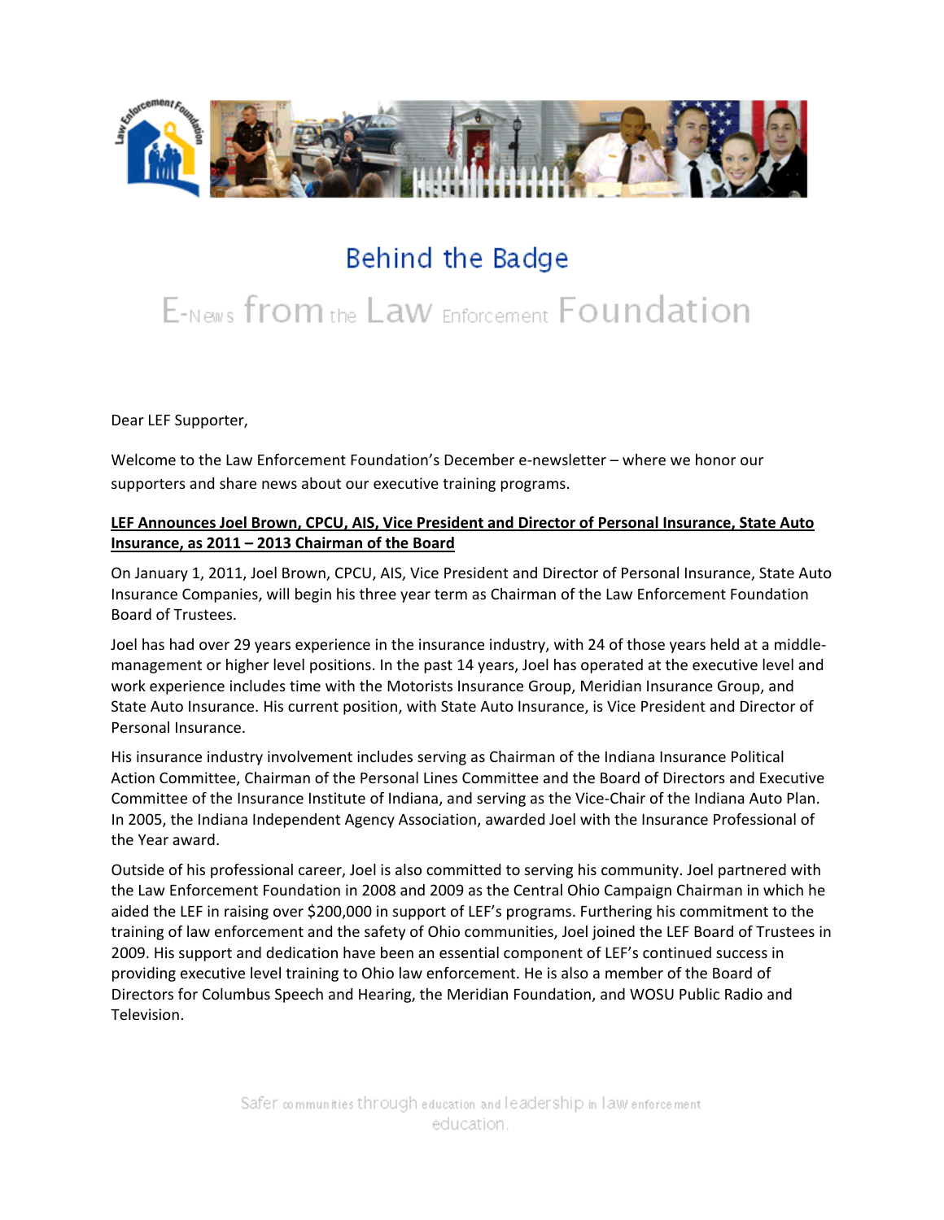# Behind the Badge

## E-News from the Law Enforcement Foundation

Dear LEF Supporter,

Welcome to the Law Enforcement Foundation's December e-newsletter – where we honor our supporters and share news about our executive training programs.

**LEF Announces Joel Brown, CPCU, AIS, Vice President and Director of Personal Insurance, State Auto Insurance, as 2011 – 2013 Chairman of the Board**

On January 1, 2011, Joel Brown, CPCU, AIS, Vice President and Director of Personal Insurance, State Auto Insurance Companies, will begin his three year term as Chairman of the Law Enforcement Foundation Board of Trustees.

Joel has had over 29 years experience in the insurance industry, with 24 of those years held at a middle-management or higher level positions. In the past 14 years, Joel has operated at the executive level and work experience includes time with the Motorists Insurance Group, Meridian Insurance Group, and State Auto Insurance. His current position, with State Auto Insurance, is Vice President and Director of Personal Insurance.

His insurance industry involvement includes serving as Chairman of the Indiana Insurance Political Action Committee, Chairman of the Personal Lines Committee and the Board of Directors and Executive Committee of the Insurance Institute of Indiana, and serving as the Vice-Chair of the Indiana Auto Plan. In 2005, the Indiana Independent Agency Association, awarded Joel with the Insurance Professional of the Year award.

Outside of his professional career, Joel is also committed to serving his community. Joel partnered with the Law Enforcement Foundation in 2008 and 2009 as the Central Ohio Campaign Chairman in which he aided the LEF in raising over $200,000 in support of LEF's programs. Furthering his commitment to the training of law enforcement and the safety of Ohio communities, Joel joined the LEF Board of Trustees in 2009. His support and dedication have been an essential component of LEF's continued success in providing executive level training to Ohio law enforcement. He is also a member of the Board of Directors for Columbus Speech and Hearing, the Meridian Foundation, and WOSU Public Radio and Television.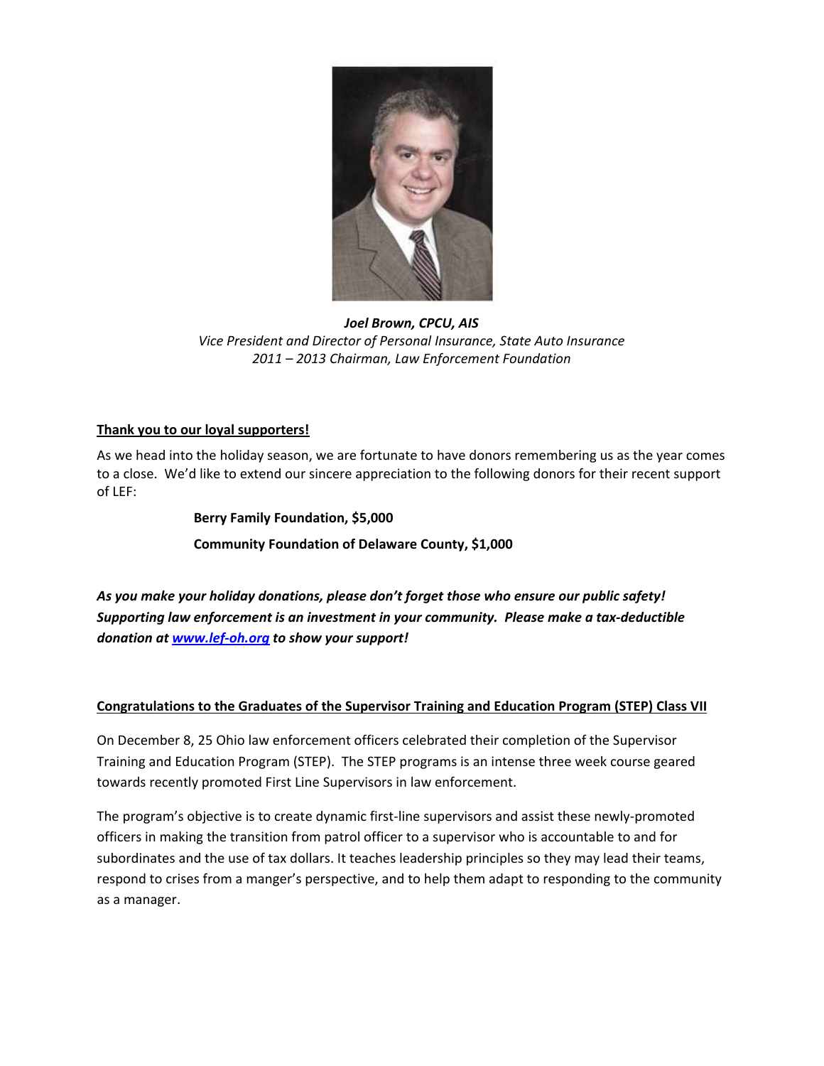***Joel Brown, CPCU, AIS***
*Vice President and Director of Personal Insurance, State Auto Insurance*
*2011 – 2013 Chairman, Law Enforcement Foundation*

**Thank you to our loyal supporters!**

As we head into the holiday season, we are fortunate to have donors remembering us as the year comes to a close. We'd like to extend our sincere appreciation to the following donors for their recent support of LEF:

**Berry Family Foundation, $5,000**

**Community Foundation of Delaware County, $1,000**

***As you make your holiday donations, please don't forget those who ensure our public safety! Supporting law enforcement is an investment in your community. Please make a tax-deductible donation at [www.lef-oh.org](http://www.lef-oh.org) to show your support!***

**Congratulations to the Graduates of the Supervisor Training and Education Program (STEP) Class VII**

On December 8, 25 Ohio law enforcement officers celebrated their completion of the Supervisor Training and Education Program (STEP). The STEP programs is an intense three week course geared towards recently promoted First Line Supervisors in law enforcement.

The program's objective is to create dynamic first-line supervisors and assist these newly-promoted officers in making the transition from patrol officer to a supervisor who is accountable to and for subordinates and the use of tax dollars. It teaches leadership principles so they may lead their teams, respond to crises from a manger's perspective, and to help them adapt to responding to the community as a manager.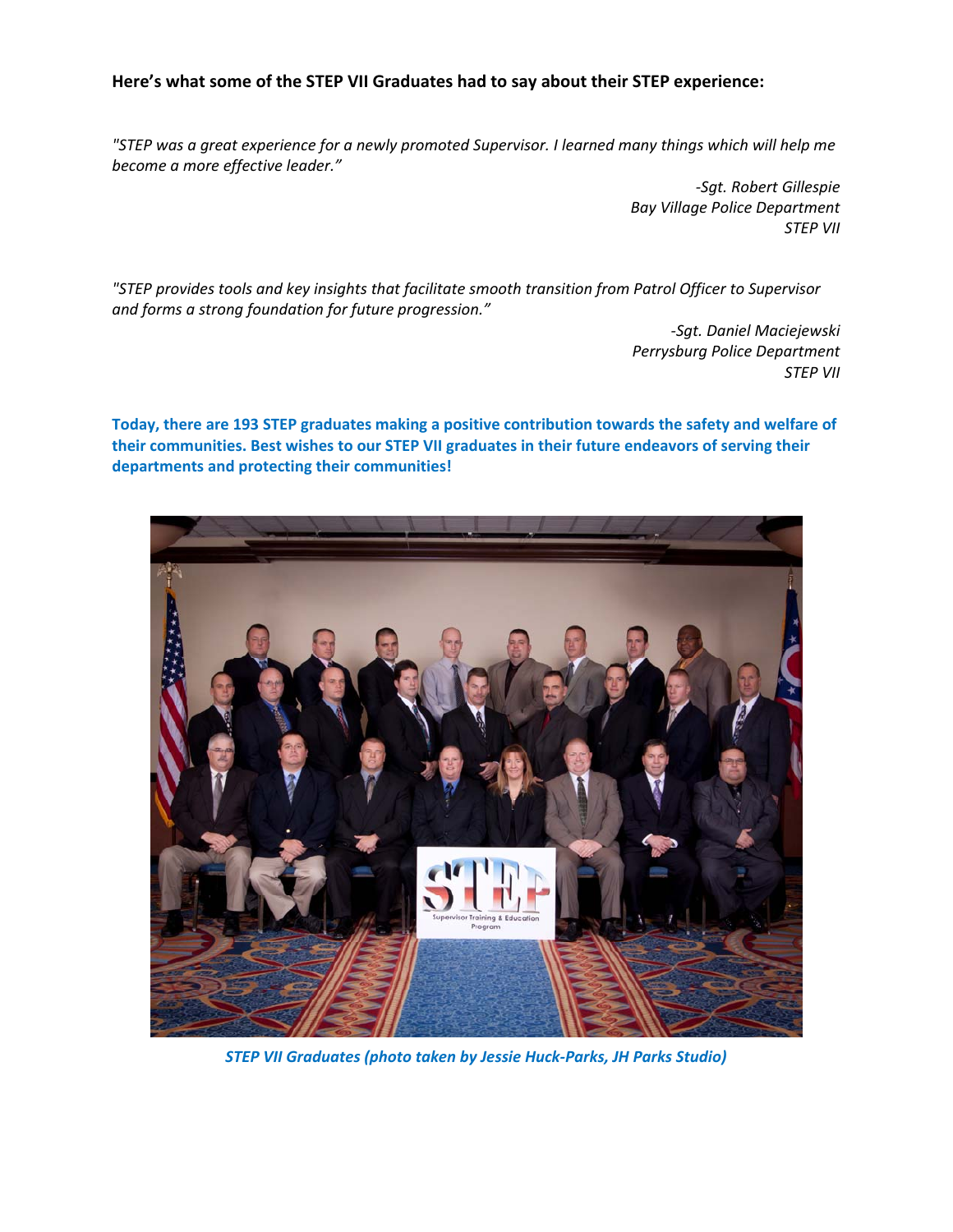**Here's what some of the STEP VII Graduates had to say about their STEP experience:**

*"STEP was a great experience for a newly promoted Supervisor. I learned many things which will help me become a more effective leader."*

*-Sgt. Robert Gillespie*
*Bay Village Police Department*
*STEP VII*

*"STEP provides tools and key insights that facilitate smooth transition from Patrol Officer to Supervisor and forms a strong foundation for future progression."*

*-Sgt. Daniel Maciejewski*
*Perrysburg Police Department*
*STEP VII*

**Today, there are 193 STEP graduates making a positive contribution towards the safety and welfare of their communities. Best wishes to our STEP VII graduates in their future endeavors of serving their departments and protecting their communities!**

***STEP VII Graduates (photo taken by Jessie Huck-Parks, JH Parks Studio)***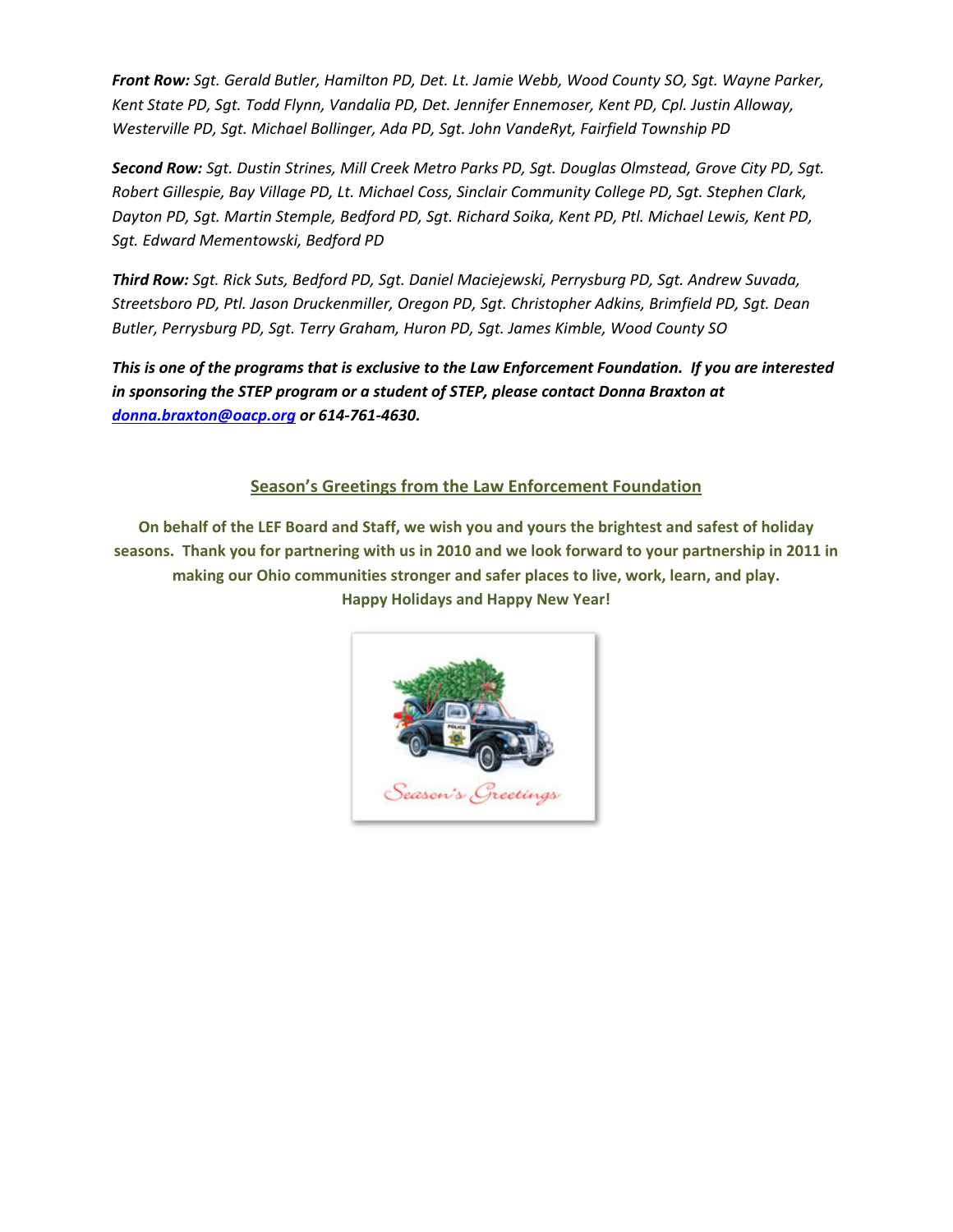***Front Row:*** *Sgt. Gerald Butler, Hamilton PD, Det. Lt. Jamie Webb, Wood County SO, Sgt. Wayne Parker, Kent State PD, Sgt. Todd Flynn, Vandalia PD, Det. Jennifer Ennemoser, Kent PD, Cpl. Justin Alloway, Westerville PD, Sgt. Michael Bollinger, Ada PD, Sgt. John VandeRyt, Fairfield Township PD*

***Second Row:*** *Sgt. Dustin Strines, Mill Creek Metro Parks PD, Sgt. Douglas Olmstead, Grove City PD, Sgt. Robert Gillespie, Bay Village PD, Lt. Michael Coss, Sinclair Community College PD, Sgt. Stephen Clark, Dayton PD, Sgt. Martin Stemple, Bedford PD, Sgt. Richard Soika, Kent PD, Ptl. Michael Lewis, Kent PD, Sgt. Edward Mementowski, Bedford PD*

***Third Row:*** *Sgt. Rick Suts, Bedford PD, Sgt. Daniel Maciejewski, Perrysburg PD, Sgt. Andrew Suvada, Streetsboro PD, Ptl. Jason Druckenmiller, Oregon PD, Sgt. Christopher Adkins, Brimfield PD, Sgt. Dean Butler, Perrysburg PD, Sgt. Terry Graham, Huron PD, Sgt. James Kimble, Wood County SO*

***This is one of the programs that is exclusive to the Law Enforcement Foundation. If you are interested in sponsoring the STEP program or a student of STEP, please contact Donna Braxton at donna.braxton@oacp.org or 614-761-4630.***

## Season's Greetings from the Law Enforcement Foundation

**On behalf of the LEF Board and Staff, we wish you and yours the brightest and safest of holiday seasons. Thank you for partnering with us in 2010 and we look forward to your partnership in 2011 in making our Ohio communities stronger and safer places to live, work, learn, and play.**
**Happy Holidays and Happy New Year!**

Season's Greetings